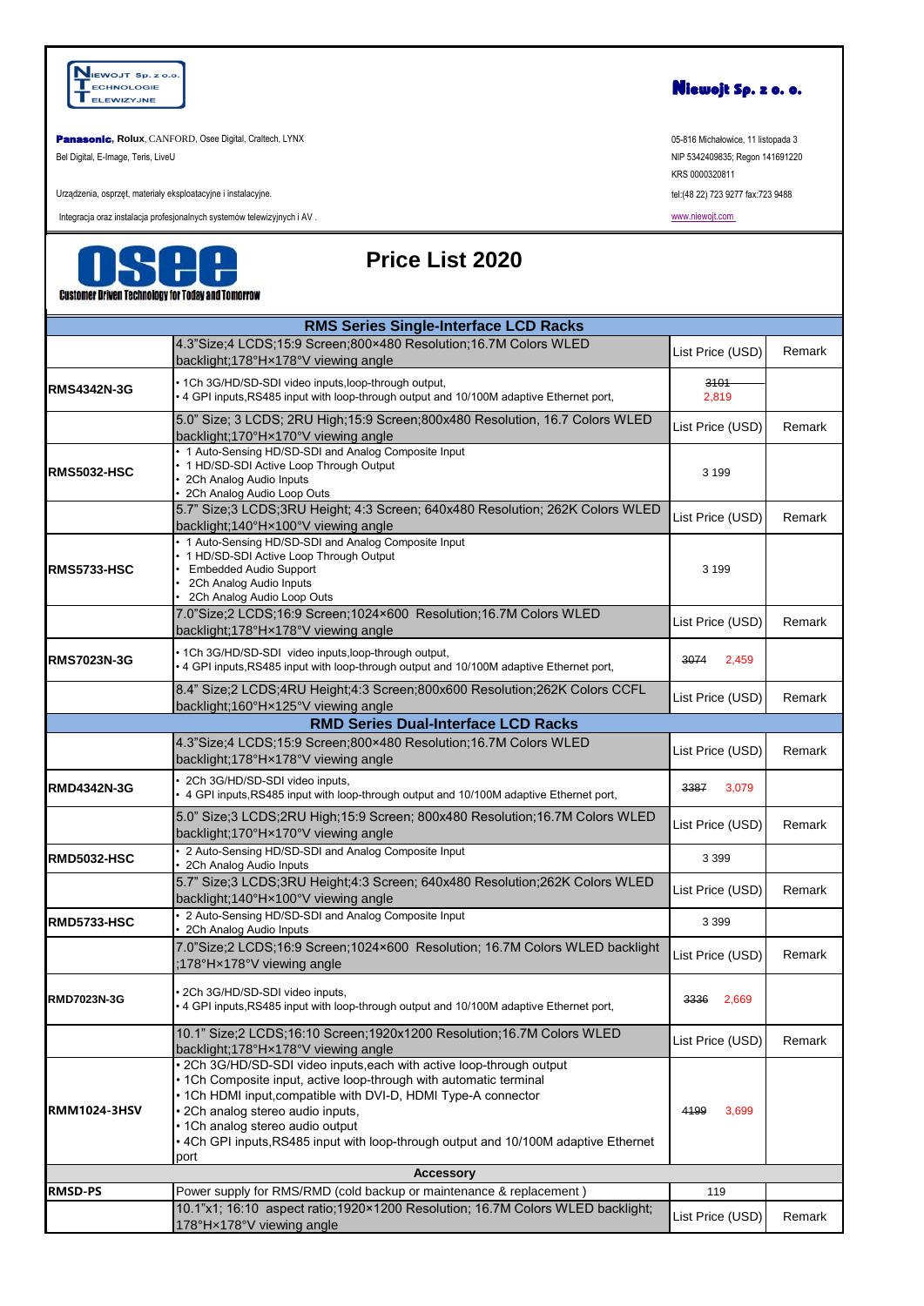**Panasonic**, **Rolux**, CANFORD, Osee Digital, Craltech, LYNX
Bel Digital, E-Image, Teris, LiveU

Urządzenia, osprzęt, materiały eksploatacyjne i instalacyjne.

Integracja oraz instalacja profesjonalnych systemów telewizyjnych i AV .

**Niewojt Sp. z o. o.**

05-816 Michałowice, 11 listopada 3
NIP 5342409835; Regon 141691220
KRS 0000320811
tel:(48 22) 723 9277 fax:723 9488
www.niewojt.com

Customer Driven Technology for Today and Tomorrow

# Price List 2020

| | RMS Series Single-Interface LCD Racks | | |
|---|---|---|---|
| | 4.3"Size;4 LCDS;15:9 Screen;800×480 Resolution;16.7M Colors WLED backlight;178°H×178°V viewing angle | List Price (USD) | Remark |
| **RMS4342N-3G** | • 1Ch 3G/HD/SD-SDI video inputs,loop-through output,<br>• 4 GPI inputs,RS485 input with loop-through output and 10/100M adaptive Ethernet port, | ~~3101~~ 2,819 | |
| | 5.0" Size; 3 LCDS; 2RU High;15:9 Screen;800x480 Resolution, 16.7 Colors WLED backlight;170°H×170°V viewing angle | List Price (USD) | Remark |
| **RMS5032-HSC** | • 1 Auto-Sensing HD/SD-SDI and Analog Composite Input<br>• 1 HD/SD-SDI Active Loop Through Output<br>• 2Ch Analog Audio Inputs<br>• 2Ch Analog Audio Loop Outs | 3 199 | |
| | 5.7" Size;3 LCDS;3RU Height; 4:3 Screen; 640x480 Resolution; 262K Colors WLED backlight;140°H×100°V viewing angle | List Price (USD) | Remark |
| **RMS5733-HSC** | • 1 Auto-Sensing HD/SD-SDI and Analog Composite Input<br>• 1 HD/SD-SDI Active Loop Through Output<br>• Embedded Audio Support<br>• 2Ch Analog Audio Inputs<br>• 2Ch Analog Audio Loop Outs | 3 199 | |
| | 7.0"Size;2 LCDS;16:9 Screen;1024×600 Resolution;16.7M Colors WLED backlight;178°H×178°V viewing angle | List Price (USD) | Remark |
| **RMS7023N-3G** | • 1Ch 3G/HD/SD-SDI video inputs,loop-through output,<br>• 4 GPI inputs,RS485 input with loop-through output and 10/100M adaptive Ethernet port, | ~~3074~~ 2,459 | |
| | 8.4" Size;2 LCDS;4RU Height;4:3 Screen;800x600 Resolution;262K Colors CCFL backlight;160°H×125°V viewing angle | List Price (USD) | Remark |
| | RMD Series Dual-Interface LCD Racks | | |
| | 4.3"Size;4 LCDS;15:9 Screen;800×480 Resolution;16.7M Colors WLED backlight;178°H×178°V viewing angle | List Price (USD) | Remark |
| **RMD4342N-3G** | • 2Ch 3G/HD/SD-SDI video inputs,<br>• 4 GPI inputs,RS485 input with loop-through output and 10/100M adaptive Ethernet port, | ~~3387~~ 3,079 | |
| | 5.0" Size;3 LCDS;2RU High;15:9 Screen; 800x480 Resolution;16.7M Colors WLED backlight;170°H×170°V viewing angle | List Price (USD) | Remark |
| **RMD5032-HSC** | • 2 Auto-Sensing HD/SD-SDI and Analog Composite Input<br>• 2Ch Analog Audio Inputs | 3 399 | |
| | 5.7" Size;3 LCDS;3RU Height;4:3 Screen; 640x480 Resolution;262K Colors WLED backlight;140°H×100°V viewing angle | List Price (USD) | Remark |
| **RMD5733-HSC** | • 2 Auto-Sensing HD/SD-SDI and Analog Composite Input<br>• 2Ch Analog Audio Inputs | 3 399 | |
| | 7.0"Size;2 LCDS;16:9 Screen;1024×600 Resolution; 16.7M Colors WLED backlight ;178°H×178°V viewing angle | List Price (USD) | Remark |
| **RMD7023N-3G** | • 2Ch 3G/HD/SD-SDI video inputs,<br>• 4 GPI inputs,RS485 input with loop-through output and 10/100M adaptive Ethernet port, | ~~3336~~ 2,669 | |
| | 10.1" Size;2 LCDS;16:10 Screen;1920x1200 Resolution;16.7M Colors WLED backlight;178°H×178°V viewing angle | List Price (USD) | Remark |
| **RMM1024-3HSV** | • 2Ch 3G/HD/SD-SDI video inputs,each with active loop-through output<br>• 1Ch Composite input, active loop-through with automatic terminal<br>• 1Ch HDMI input,compatible with DVI-D, HDMI Type-A connector<br>• 2Ch analog stereo audio inputs,<br>• 1Ch analog stereo audio output<br>• 4Ch GPI inputs,RS485 input with loop-through output and 10/100M adaptive Ethernet port | ~~4199~~ 3,699 | |
| | Accessory | | |
| **RMSD-PS** | Power supply for RMS/RMD (cold backup or maintenance & replacement ) | 119 | |
| | 10.1"x1; 16:10 aspect ratio;1920×1200 Resolution; 16.7M Colors WLED backlight; 178°H×178°V viewing angle | List Price (USD) | Remark |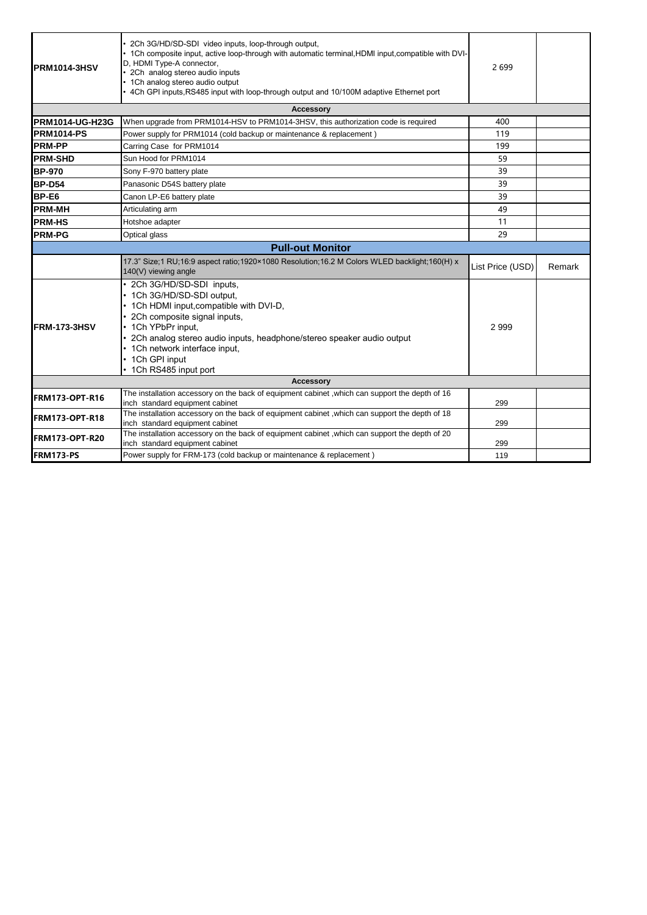| | | | |
|---|---|---|---|
| **PRM1014-3HSV** | • 2Ch 3G/HD/SD-SDI video inputs, loop-through output,<br>• 1Ch composite input, active loop-through with automatic terminal,HDMI input,compatible with DVI-D, HDMI Type-A connector,<br>• 2Ch analog stereo audio inputs<br>• 1Ch analog stereo audio output<br>• 4Ch GPI inputs,RS485 input with loop-through output and 10/100M adaptive Ethernet port | 2 699 | |
| **Accessory** | | | |
| **PRM1014-UG-H23G** | When upgrade from PRM1014-HSV to PRM1014-3HSV, this authorization code is required | 400 | |
| **PRM1014-PS** | Power supply for PRM1014 (cold backup or maintenance & replacement ) | 119 | |
| **PRM-PP** | Carring Case for PRM1014 | 199 | |
| **PRM-SHD** | Sun Hood for PRM1014 | 59 | |
| **BP-970** | Sony F-970 battery plate | 39 | |
| **BP-D54** | Panasonic D54S battery plate | 39 | |
| **BP-E6** | Canon LP-E6 battery plate | 39 | |
| **PRM-MH** | Articulating arm | 49 | |
| **PRM-HS** | Hotshoe adapter | 11 | |
| **PRM-PG** | Optical glass | 29 | |
| **Pull-out Monitor** | | | |
| | 17.3" Size;1 RU;16:9 aspect ratio;1920×1080 Resolution;16.2 M Colors WLED backlight;160(H) x 140(V) viewing angle | List Price (USD) | Remark |
| **FRM-173-3HSV** | • 2Ch 3G/HD/SD-SDI inputs,<br>• 1Ch 3G/HD/SD-SDI output,<br>• 1Ch HDMI input,compatible with DVI-D,<br>• 2Ch composite signal inputs,<br>• 1Ch YPbPr input,<br>• 2Ch analog stereo audio inputs, headphone/stereo speaker audio output<br>• 1Ch network interface input,<br>• 1Ch GPI input<br>• 1Ch RS485 input port | 2 999 | |
| **Accessory** | | | |
| **FRM173-OPT-R16** | The installation accessory on the back of equipment cabinet ,which can support the depth of 16 inch standard equipment cabinet | 299 | |
| **FRM173-OPT-R18** | The installation accessory on the back of equipment cabinet ,which can support the depth of 18 inch standard equipment cabinet | 299 | |
| **FRM173-OPT-R20** | The installation accessory on the back of equipment cabinet ,which can support the depth of 20 inch standard equipment cabinet | 299 | |
| **FRM173-PS** | Power supply for FRM-173 (cold backup or maintenance & replacement ) | 119 | |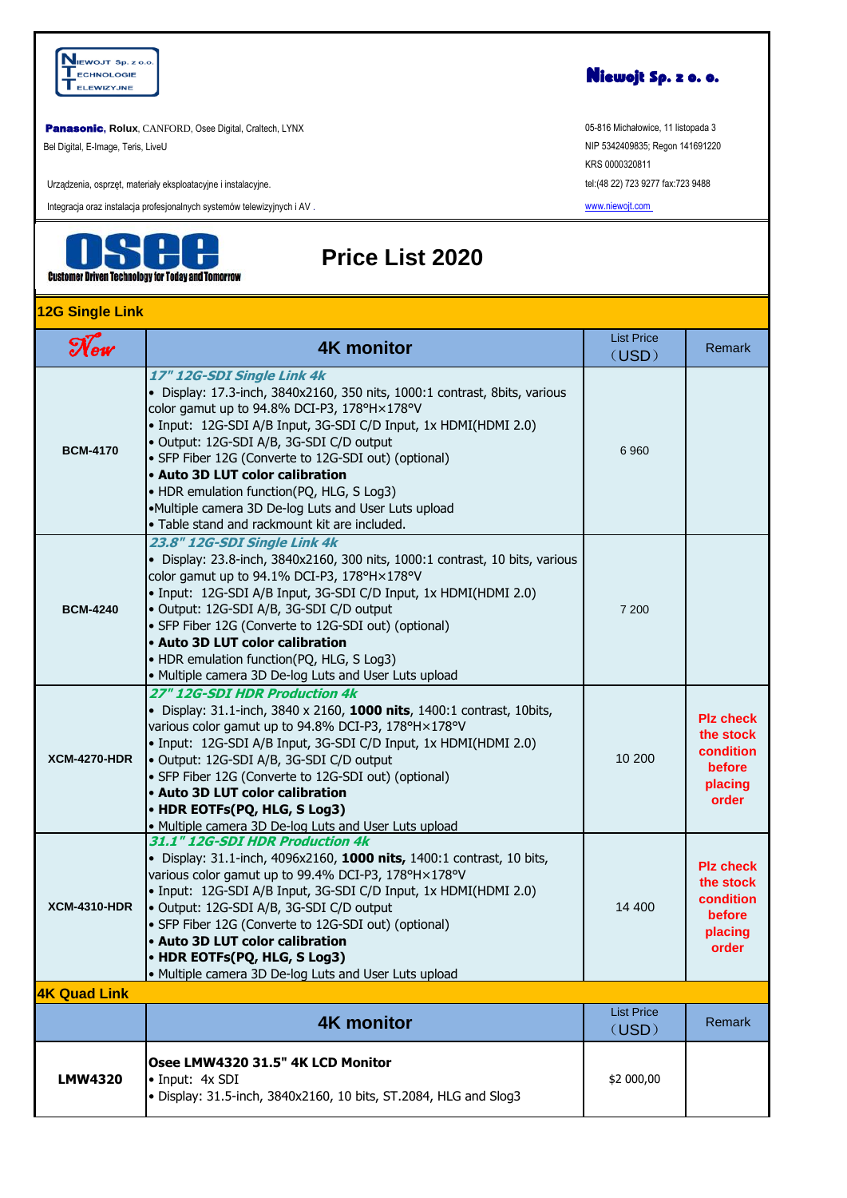NIEWOJT Sp. z o.o. TECHNOLOGIE TELEWIZYJNE

**Niewojt Sp. z o. o.**

**Panasonic**, **Rolux**, CANFORD, Osee Digital, Craltech, LYNX
Bel Digital, E-Image, Teris, LiveU

Urządzenia, osprzęt, materiały eksploatacyjne i instalacyjne.

Integracja oraz instalacja profesjonalnych systemów telewizyjnych i AV .

05-816 Michałowice, 11 listopada 3
NIP 5342409835; Regon 141691220
KRS 0000320811
tel:(48 22) 723 9277 fax:723 9488
www.niewojt.com

osee
Customer Driven Technology for Today and Tomorrow

# Price List 2020

## 12G Single Link

| New | 4K monitor | List Price (USD) | Remark |
|---|---|---|---|
| **BCM-4170** | ***17" 12G-SDI Single Link 4k***<br>• Display: 17.3-inch, 3840x2160, 350 nits, 1000:1 contrast, 8bits, various color gamut up to 94.8% DCI-P3, 178°H×178°V<br>• Input: 12G-SDI A/B Input, 3G-SDI C/D Input, 1x HDMI(HDMI 2.0)<br>• Output: 12G-SDI A/B, 3G-SDI C/D output<br>• SFP Fiber 12G (Converte to 12G-SDI out) (optional)<br>**• Auto 3D LUT color calibration**<br>• HDR emulation function(PQ, HLG, S Log3)<br>•Multiple camera 3D De-log Luts and User Luts upload<br>• Table stand and rackmount kit are included. | 6 960 | |
| **BCM-4240** | ***23.8" 12G-SDI Single Link 4k***<br>• Display: 23.8-inch, 3840x2160, 300 nits, 1000:1 contrast, 10 bits, various color gamut up to 94.1% DCI-P3, 178°H×178°V<br>• Input: 12G-SDI A/B Input, 3G-SDI C/D Input, 1x HDMI(HDMI 2.0)<br>• Output: 12G-SDI A/B, 3G-SDI C/D output<br>• SFP Fiber 12G (Converte to 12G-SDI out) (optional)<br>**• Auto 3D LUT color calibration**<br>• HDR emulation function(PQ, HLG, S Log3)<br>• Multiple camera 3D De-log Luts and User Luts upload | 7 200 | |
| **XCM-4270-HDR** | ***27" 12G-SDI HDR Production 4k***<br>• Display: 31.1-inch, 3840 x 2160, **1000 nits**, 1400:1 contrast, 10bits, various color gamut up to 94.8% DCI-P3, 178°H×178°V<br>• Input: 12G-SDI A/B Input, 3G-SDI C/D Input, 1x HDMI(HDMI 2.0)<br>• Output: 12G-SDI A/B, 3G-SDI C/D output<br>• SFP Fiber 12G (Converte to 12G-SDI out) (optional)<br>**• Auto 3D LUT color calibration**<br>**• HDR EOTFs(PQ, HLG, S Log3)**<br>• Multiple camera 3D De-log Luts and User Luts upload | 10 200 | **Plz check the stock condition before placing order** |
| **XCM-4310-HDR** | ***31.1" 12G-SDI HDR Production 4k***<br>• Display: 31.1-inch, 4096x2160, **1000 nits,** 1400:1 contrast, 10 bits, various color gamut up to 99.4% DCI-P3, 178°H×178°V<br>• Input: 12G-SDI A/B Input, 3G-SDI C/D Input, 1x HDMI(HDMI 2.0)<br>• Output: 12G-SDI A/B, 3G-SDI C/D output<br>• SFP Fiber 12G (Converte to 12G-SDI out) (optional)<br>**• Auto 3D LUT color calibration**<br>**• HDR EOTFs(PQ, HLG, S Log3)**<br>• Multiple camera 3D De-log Luts and User Luts upload | 14 400 | **Plz check the stock condition before placing order** |

## 4K Quad Link

| | 4K monitor | List Price (USD) | Remark |
|---|---|---|---|
| **LMW4320** | **Osee LMW4320 31.5" 4K LCD Monitor**<br>• Input: 4x SDI<br>• Display: 31.5-inch, 3840x2160, 10 bits, ST.2084, HLG and Slog3 | $2 000,00 | |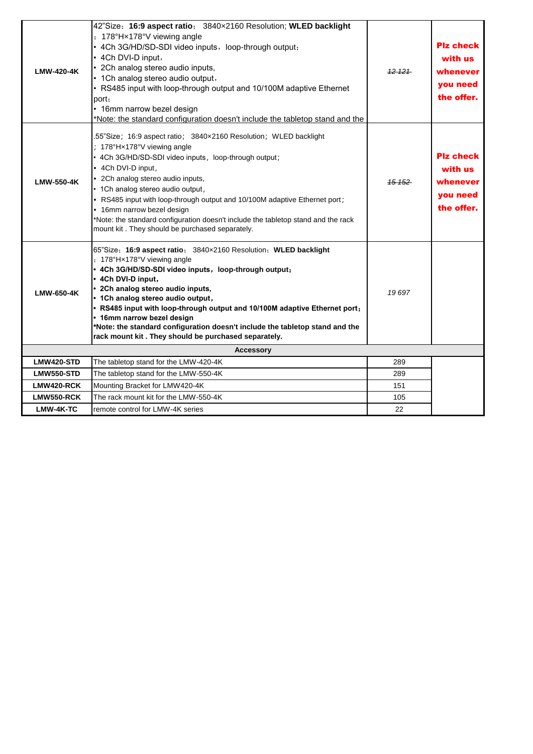| | | | |
|---|---|---|---|
| **LMW-420-4K** | 42"Size；**16:9 aspect ratio**；3840×2160 Resolution; **WLED backlight** ；178°H×178°V viewing angle<br>• 4Ch 3G/HD/SD-SDI video inputs，loop-through output；<br>• 4Ch DVI-D input，<br>• 2Ch analog stereo audio inputs,<br>• 1Ch analog stereo audio output，<br>• RS485 input with loop-through output and 10/100M adaptive Ethernet port；<br>• 16mm narrow bezel design<br>*Note: the standard configuration doesn't include the tabletop stand and the | ~~*12 121*~~ | **Plz check with us whenever you need the offer.** |
| **LMW-550-4K** | .55"Size；16:9 aspect ratio；3840×2160 Resolution；WLED backlight ；178°H×178°V viewing angle<br>• 4Ch 3G/HD/SD-SDI video inputs，loop-through output；<br>• 4Ch DVI-D input，<br>• 2Ch analog stereo audio inputs,<br>• 1Ch analog stereo audio output，<br>• RS485 input with loop-through output and 10/100M adaptive Ethernet port；<br>• 16mm narrow bezel design<br>*Note: the standard configuration doesn't include the tabletop stand and the rack mount kit . They should be purchased separately. | ~~*15 152*~~ | **Plz check with us whenever you need the offer.** |
| **LMW-650-4K** | 65"Size；**16:9 aspect ratio**；3840×2160 Resolution；**WLED backlight** ；178°H×178°V viewing angle<br>**• 4Ch 3G/HD/SD-SDI video inputs，loop-through output；**<br>**• 4Ch DVI-D input，**<br>**• 2Ch analog stereo audio inputs,**<br>**• 1Ch analog stereo audio output，**<br>**• RS485 input with loop-through output and 10/100M adaptive Ethernet port；**<br>**• 16mm narrow bezel design**<br>**\*Note: the standard configuration doesn't include the tabletop stand and the rack mount kit . They should be purchased separately.** | *19 697* | |
| **Accessory** | | | |
| **LMW420-STD** | The tabletop stand for the LMW-420-4K | 289 | |
| **LMW550-STD** | The tabletop stand for the LMW-550-4K | 289 | |
| **LMW420-RCK** | Mounting Bracket for LMW420-4K | 151 | |
| **LMW550-RCK** | The rack mount kit for the LMW-550-4K | 105 | |
| **LMW-4K-TC** | remote control for LMW-4K series | 22 | |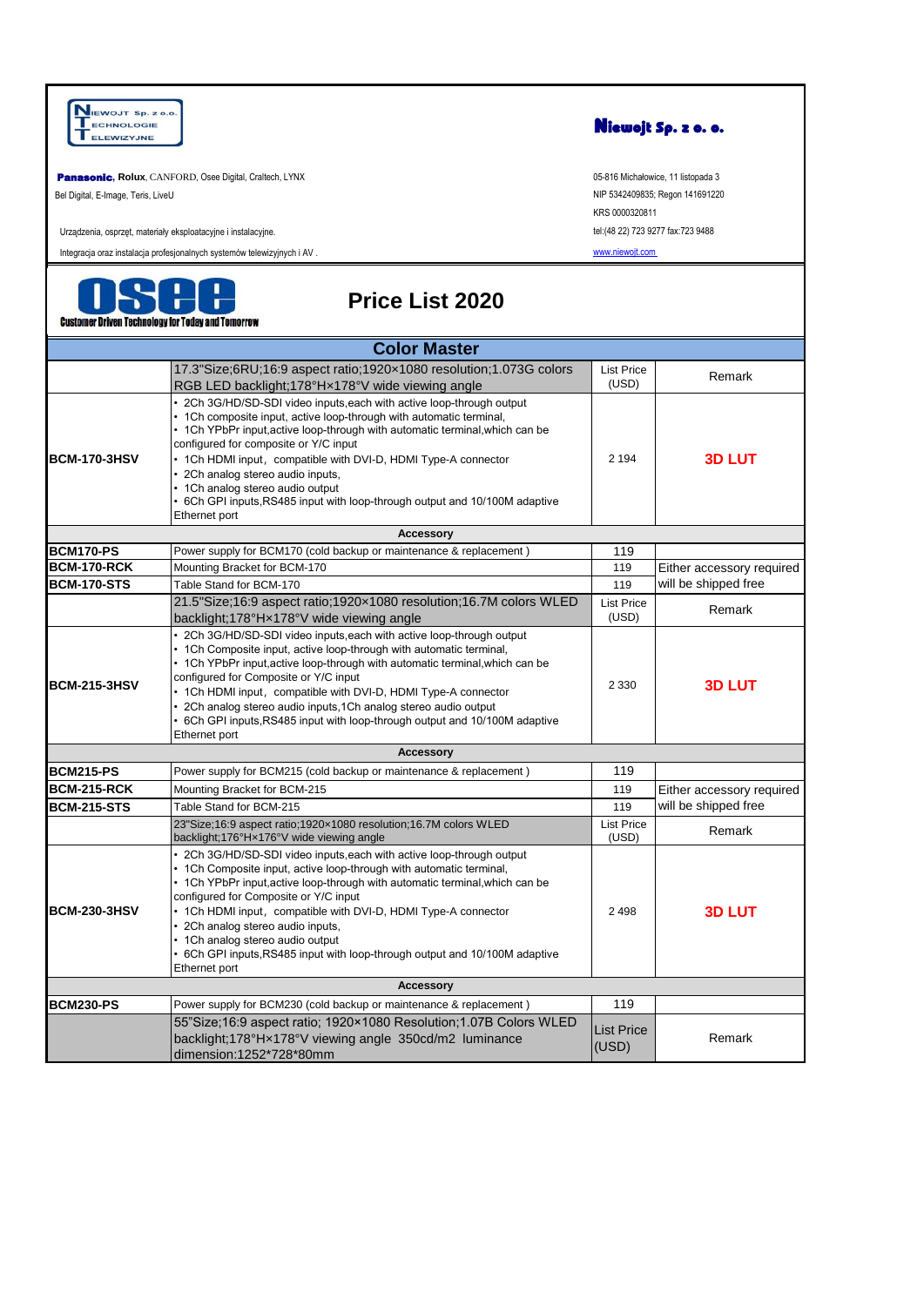**Niewojt Sp. z o.o. Technologie Telewizyjne**

**Niewojt Sp. z o. o.**

**Panasonic**, **Rolux**, CANFORD, Osee Digital, Craltech, LYNX
Bel Digital, E-Image, Teris, LiveU

Urządzenia, osprzęt, materiały eksploatacyjne i instalacyjne.

Integracja oraz instalacja profesjonalnych systemów telewizyjnych i AV .

05-816 Michałowice, 11 listopada 3
NIP 5342409835; Regon 141691220
KRS 0000320811
tel:(48 22) 723 9277 fax:723 9488
www.niewojt.com

**osee**
Customer Driven Technology for Today and Tomorrow

# Price List 2020

## Color Master

| | 17.3"Size;6RU;16:9 aspect ratio;1920×1080 resolution;1.073G colors RGB LED backlight;178°H×178°V wide viewing angle | List Price (USD) | Remark |
|---|---|---|---|
| **BCM-170-3HSV** | • 2Ch 3G/HD/SD-SDI video inputs,each with active loop-through output<br>• 1Ch composite input, active loop-through with automatic terminal,<br>• 1Ch YPbPr input,active loop-through with automatic terminal,which can be configured for composite or Y/C input<br>• 1Ch HDMI input， compatible with DVI-D, HDMI Type-A connector<br>• 2Ch analog stereo audio inputs,<br>• 1Ch analog stereo audio output<br>• 6Ch GPI inputs,RS485 input with loop-through output and 10/100M adaptive Ethernet port | 2 194 | **3D LUT** |
| | **Accessory** | | |
| **BCM170-PS** | Power supply for BCM170 (cold backup or maintenance & replacement ) | 119 | |
| **BCM-170-RCK** | Mounting Bracket for BCM-170 | 119 | Either accessory required will be shipped free |
| **BCM-170-STS** | Table Stand for BCM-170 | 119 | |
| | 21.5"Size;16:9 aspect ratio;1920×1080 resolution;16.7M colors WLED backlight;178°H×178°V wide viewing angle | List Price (USD) | Remark |
| **BCM-215-3HSV** | • 2Ch 3G/HD/SD-SDI video inputs,each with active loop-through output<br>• 1Ch Composite input, active loop-through with automatic terminal,<br>• 1Ch YPbPr input,active loop-through with automatic terminal,which can be configured for Composite or Y/C input<br>• 1Ch HDMI input， compatible with DVI-D, HDMI Type-A connector<br>• 2Ch analog stereo audio inputs,1Ch analog stereo audio output<br>• 6Ch GPI inputs,RS485 input with loop-through output and 10/100M adaptive Ethernet port | 2 330 | **3D LUT** |
| | **Accessory** | | |
| **BCM215-PS** | Power supply for BCM215 (cold backup or maintenance & replacement ) | 119 | |
| **BCM-215-RCK** | Mounting Bracket for BCM-215 | 119 | Either accessory required will be shipped free |
| **BCM-215-STS** | Table Stand for BCM-215 | 119 | |
| | 23"Size;16:9 aspect ratio;1920×1080 resolution;16.7M colors WLED backlight;176°H×176°V wide viewing angle | List Price (USD) | Remark |
| **BCM-230-3HSV** | • 2Ch 3G/HD/SD-SDI video inputs,each with active loop-through output<br>• 1Ch Composite input, active loop-through with automatic terminal,<br>• 1Ch YPbPr input,active loop-through with automatic terminal,which can be configured for Composite or Y/C input<br>• 1Ch HDMI input， compatible with DVI-D, HDMI Type-A connector<br>• 2Ch analog stereo audio inputs,<br>• 1Ch analog stereo audio output<br>• 6Ch GPI inputs,RS485 input with loop-through output and 10/100M adaptive Ethernet port | 2 498 | **3D LUT** |
| | **Accessory** | | |
| **BCM230-PS** | Power supply for BCM230 (cold backup or maintenance & replacement ) | 119 | |
| | 55"Size;16:9 aspect ratio; 1920×1080 Resolution;1.07B Colors WLED backlight;178°H×178°V viewing angle 350cd/m2 luminance dimension:1252*728*80mm | List Price (USD) | Remark |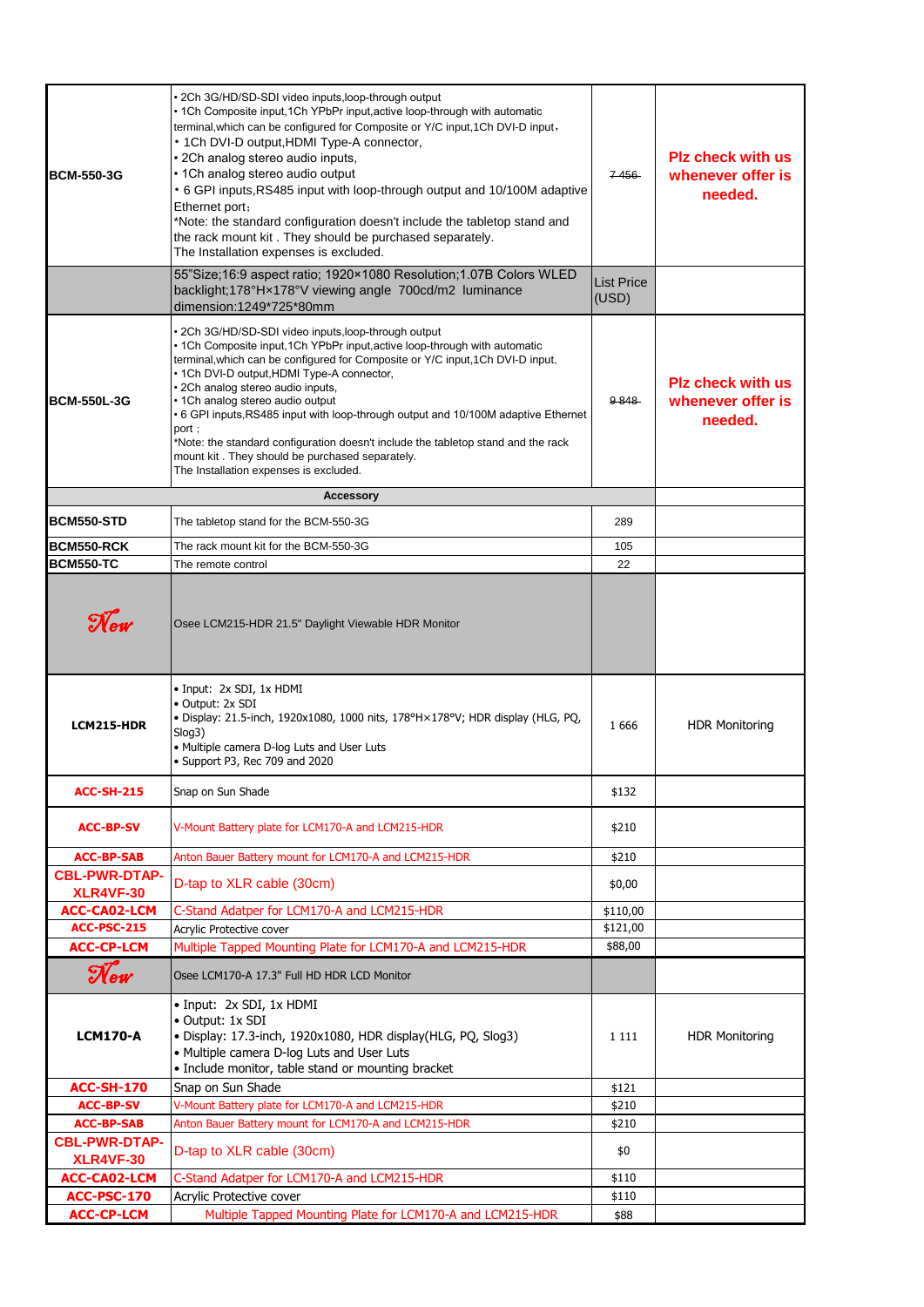| | | | |
|---|---|---|---|
| **BCM-550-3G** | • 2Ch 3G/HD/SD-SDI video inputs,loop-through output<br>• 1Ch Composite input,1Ch YPbPr input,active loop-through with automatic terminal,which can be configured for Composite or Y/C input,1Ch DVI-D input，<br>• 1Ch DVI-D output,HDMI Type-A connector,<br>• 2Ch analog stereo audio inputs,<br>• 1Ch analog stereo audio output<br>• 6 GPI inputs,RS485 input with loop-through output and 10/100M adaptive Ethernet port；<br>*Note: the standard configuration doesn't include the tabletop stand and the rack mount kit . They should be purchased separately.<br>The Installation expenses is excluded. | ~~7 456~~ | **Plz check with us whenever offer is needed.** |
| | 55"Size;16:9 aspect ratio; 1920×1080 Resolution;1.07B Colors WLED backlight;178°H×178°V viewing angle 700cd/m2 luminance dimension:1249*725*80mm | List Price (USD) | |
| **BCM-550L-3G** | • 2Ch 3G/HD/SD-SDI video inputs,loop-through output<br>• 1Ch Composite input,1Ch YPbPr input,active loop-through with automatic terminal,which can be configured for Composite or Y/C input,1Ch DVI-D input,<br>• 1Ch DVI-D output,HDMI Type-A connector,<br>• 2Ch analog stereo audio inputs,<br>• 1Ch analog stereo audio output<br>• 6 GPI inputs,RS485 input with loop-through output and 10/100M adaptive Ethernet port；<br>*Note: the standard configuration doesn't include the tabletop stand and the rack mount kit . They should be purchased separately.<br>The Installation expenses is excluded. | ~~9 848~~ | **Plz check with us whenever offer is needed.** |
| | **Accessory** | | |
| **BCM550-STD** | The tabletop stand for the BCM-550-3G | 289 | |
| **BCM550-RCK** | The rack mount kit for the BCM-550-3G | 105 | |
| **BCM550-TC** | The remote control | 22 | |
| *New* | Osee LCM215-HDR 21.5" Daylight Viewable HDR Monitor | | |
| **LCM215-HDR** | • Input: 2x SDI, 1x HDMI<br>• Output: 2x SDI<br>• Display: 21.5-inch, 1920x1080, 1000 nits, 178°H×178°V; HDR display (HLG, PQ, Slog3)<br>• Multiple camera D-log Luts and User Luts<br>• Support P3, Rec 709 and 2020 | 1 666 | HDR Monitoring |
| **ACC-SH-215** | Snap on Sun Shade | $132 | |
| **ACC-BP-SV** | V-Mount Battery plate for LCM170-A and LCM215-HDR | $210 | |
| **ACC-BP-SAB** | Anton Bauer Battery mount for LCM170-A and LCM215-HDR | $210 | |
| **CBL-PWR-DTAP-XLR4VF-30** | D-tap to XLR cable (30cm) | $0,00 | |
| **ACC-CA02-LCM** | C-Stand Adatper for LCM170-A and LCM215-HDR | $110,00 | |
| **ACC-PSC-215** | Acrylic Protective cover | $121,00 | |
| **ACC-CP-LCM** | Multiple Tapped Mounting Plate for LCM170-A and LCM215-HDR | $88,00 | |
| *New* | Osee LCM170-A 17.3" Full HD HDR LCD Monitor | | |
| **LCM170-A** | • Input: 2x SDI, 1x HDMI<br>• Output: 1x SDI<br>• Display: 17.3-inch, 1920x1080, HDR display(HLG, PQ, Slog3)<br>• Multiple camera D-log Luts and User Luts<br>• Include monitor, table stand or mounting bracket | 1 111 | HDR Monitoring |
| **ACC-SH-170** | Snap on Sun Shade | $121 | |
| **ACC-BP-SV** | V-Mount Battery plate for LCM170-A and LCM215-HDR | $210 | |
| **ACC-BP-SAB** | Anton Bauer Battery mount for LCM170-A and LCM215-HDR | $210 | |
| **CBL-PWR-DTAP-XLR4VF-30** | D-tap to XLR cable (30cm) | $0 | |
| **ACC-CA02-LCM** | C-Stand Adatper for LCM170-A and LCM215-HDR | $110 | |
| **ACC-PSC-170** | Acrylic Protective cover | $110 | |
| **ACC-CP-LCM** | Multiple Tapped Mounting Plate for LCM170-A and LCM215-HDR | $88 | |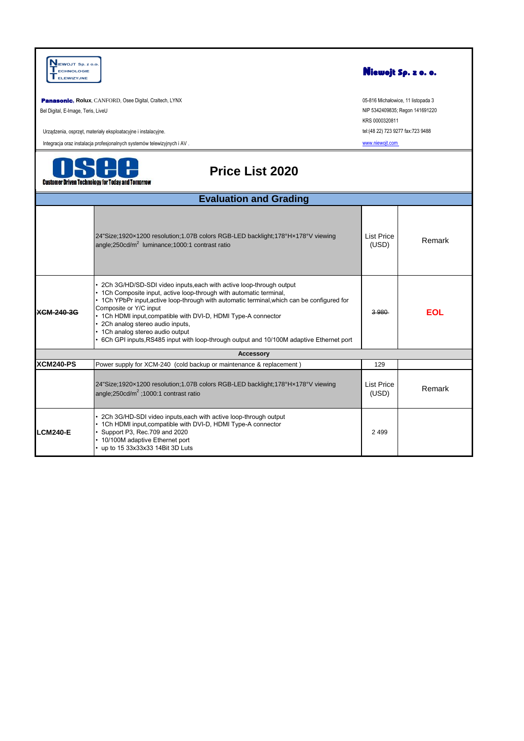**Panasonic**, **Rolux**, CANFORD, Osee Digital, Craltech, LYNX
Bel Digital, E-Image, Teris, LiveU

Urządzenia, osprzęt, materiały eksploatacyjne i instalacyjne.
Integracja oraz instalacja profesjonalnych systemów telewizyjnych i AV .

**Niewojt Sp. z o. o.**

05-816 Michałowice, 11 listopada 3
NIP 5342409835; Regon 141691220
KRS 0000320811
tel:(48 22) 723 9277 fax:723 9488
www.niewojt.com

Customer Driven Technology for Today and Tomorrow

# Price List 2020

## Evaluation and Grading

| | 24"Size;1920×1200 resolution;1.07B colors RGB-LED backlight;178°H×178°V viewing angle;250cd/m$^2$ luminance;1000:1 contrast ratio | List Price (USD) | Remark |
|---|---|---|---|
| **~~XCM-240-3G~~** | • 2Ch 3G/HD/SD-SDI video inputs,each with active loop-through output<br>• 1Ch Composite input, active loop-through with automatic terminal,<br>• 1Ch YPbPr input,active loop-through with automatic terminal,which can be configured for Composite or Y/C input<br>• 1Ch HDMI input,compatible with DVI-D, HDMI Type-A connector<br>• 2Ch analog stereo audio inputs,<br>• 1Ch analog stereo audio output<br>• 6Ch GPI inputs,RS485 input with loop-through output and 10/100M adaptive Ethernet port | ~~3 980~~ | **EOL** |
| **Accessory** | | | |
| **XCM240-PS** | Power supply for XCM-240 (cold backup or maintenance & replacement ) | 129 | |
| | 24"Size;1920×1200 resolution;1.07B colors RGB-LED backlight;178°H×178°V viewing angle;250cd/m$^2$ ;1000:1 contrast ratio | List Price (USD) | Remark |
| **LCM240-E** | • 2Ch 3G/HD-SDI video inputs,each with active loop-through output<br>• 1Ch HDMI input,compatible with DVI-D, HDMI Type-A connector<br>• Support P3, Rec.709 and 2020<br>• 10/100M adaptive Ethernet port<br>• up to 15 33x33x33 14Bit 3D Luts | 2 499 | |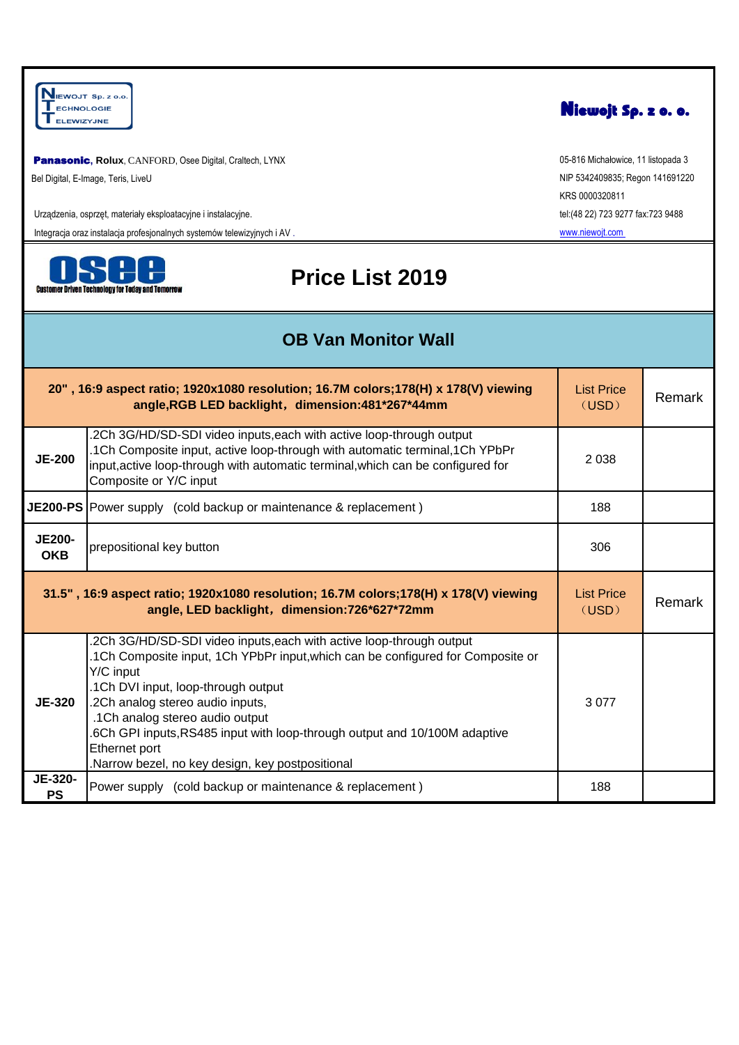**Niewojt Sp. z o.o.**

**Panasonic**, **Rolux**, CANFORD, Osee Digital, Craltech, LYNX
Bel Digital, E-Image, Teris, LiveU

Urządzenia, osprzęt, materiały eksploatacyjne i instalacyjne.
Integracja oraz instalacja profesjonalnych systemów telewizyjnych i AV .

05-816 Michałowice, 11 listopada 3
NIP 5342409835; Regon 141691220
KRS 0000320811
tel:(48 22) 723 9277 fax:723 9488
www.niewojt.com

# Price List 2019

## OB Van Monitor Wall

| 20" , 16:9 aspect ratio; 1920x1080 resolution; 16.7M colors;178(H) x 178(V) viewing angle,RGB LED backlight，dimension:481*267*44mm | | List Price（USD） | Remark |
|---|---|---|---|
| **JE-200** | .2Ch 3G/HD/SD-SDI video inputs,each with active loop-through output<br>.1Ch Composite input, active loop-through with automatic terminal,1Ch YPbPr input,active loop-through with automatic terminal,which can be configured for Composite or Y/C input | 2 038 | |
| **JE200-PS** | Power supply (cold backup or maintenance & replacement ) | 188 | |
| **JE200-OKB** | prepositional key button | 306 | |
| **31.5" , 16:9 aspect ratio; 1920x1080 resolution; 16.7M colors;178(H) x 178(V) viewing angle, LED backlight，dimension:726*627*72mm** | | List Price（USD） | Remark |
| **JE-320** | .2Ch 3G/HD/SD-SDI video inputs,each with active loop-through output<br>.1Ch Composite input, 1Ch YPbPr input,which can be configured for Composite or Y/C input<br>.1Ch DVI input, loop-through output<br>.2Ch analog stereo audio inputs,<br>.1Ch analog stereo audio output<br>.6Ch GPI inputs,RS485 input with loop-through output and 10/100M adaptive Ethernet port<br>.Narrow bezel, no key design, key postpositional | 3 077 | |
| **JE-320-PS** | Power supply (cold backup or maintenance & replacement ) | 188 | |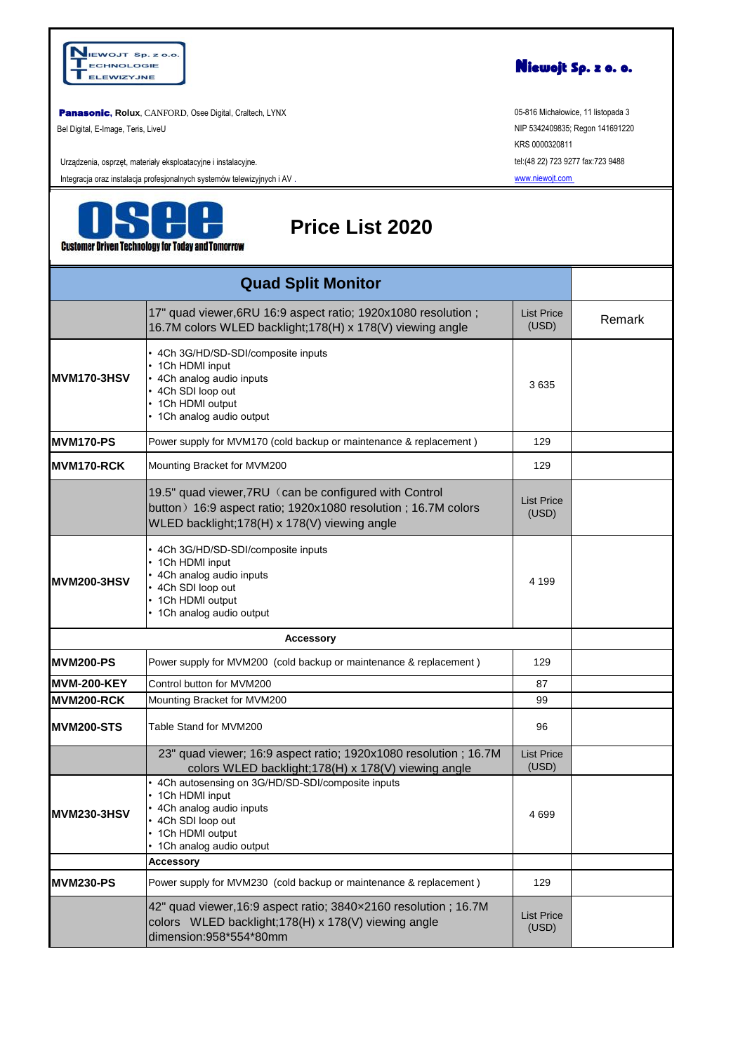NIEWOJT Sp. z o.o. TECHNOLOGIE TELEWIZYJNE

**Niewojt Sp. z o. o.**

**Panasonic**, **Rolux**, CANFORD, Osee Digital, Craltech, LYNX
Bel Digital, E-Image, Teris, LiveU

Urządzenia, osprzęt, materiały eksploatacyjne i instalacyjne.
Integracja oraz instalacja profesjonalnych systemów telewizyjnych i AV .

05-816 Michałowice, 11 listopada 3
NIP 5342409835; Regon 141691220
KRS 0000320811
tel:(48 22) 723 9277 fax:723 9488
www.niewojt.com

OSEE — Customer Driven Technology for Today and Tomorrow

# Price List 2020

## Quad Split Monitor

| | 17" quad viewer,6RU 16:9 aspect ratio; 1920x1080 resolution ; 16.7M colors WLED backlight;178(H) x 178(V) viewing angle | List Price (USD) | Remark |
|---|---|---|---|
| **MVM170-3HSV** | • 4Ch 3G/HD/SD-SDI/composite inputs<br>• 1Ch HDMI input<br>• 4Ch analog audio inputs<br>• 4Ch SDI loop out<br>• 1Ch HDMI output<br>• 1Ch analog audio output | 3 635 | |
| **MVM170-PS** | Power supply for MVM170 (cold backup or maintenance & replacement ) | 129 | |
| **MVM170-RCK** | Mounting Bracket for MVM200 | 129 | |
| | 19.5" quad viewer,7RU（can be configured with Control button）16:9 aspect ratio; 1920x1080 resolution ; 16.7M colors WLED backlight;178(H) x 178(V) viewing angle | List Price (USD) | |
| **MVM200-3HSV** | • 4Ch 3G/HD/SD-SDI/composite inputs<br>• 1Ch HDMI input<br>• 4Ch analog audio inputs<br>• 4Ch SDI loop out<br>• 1Ch HDMI output<br>• 1Ch analog audio output | 4 199 | |
| | **Accessory** | | |
| **MVM200-PS** | Power supply for MVM200 (cold backup or maintenance & replacement ) | 129 | |
| **MVM-200-KEY** | Control button for MVM200 | 87 | |
| **MVM200-RCK** | Mounting Bracket for MVM200 | 99 | |
| **MVM200-STS** | Table Stand for MVM200 | 96 | |
| | 23" quad viewer; 16:9 aspect ratio; 1920x1080 resolution ; 16.7M colors WLED backlight;178(H) x 178(V) viewing angle | List Price (USD) | |
| **MVM230-3HSV** | • 4Ch autosensing on 3G/HD/SD-SDI/composite inputs<br>• 1Ch HDMI input<br>• 4Ch analog audio inputs<br>• 4Ch SDI loop out<br>• 1Ch HDMI output<br>• 1Ch analog audio output | 4 699 | |
| | **Accessory** | | |
| **MVM230-PS** | Power supply for MVM230 (cold backup or maintenance & replacement ) | 129 | |
| | 42" quad viewer,16:9 aspect ratio; 3840×2160 resolution ; 16.7M colors WLED backlight;178(H) x 178(V) viewing angle dimension:958*554*80mm | List Price (USD) | |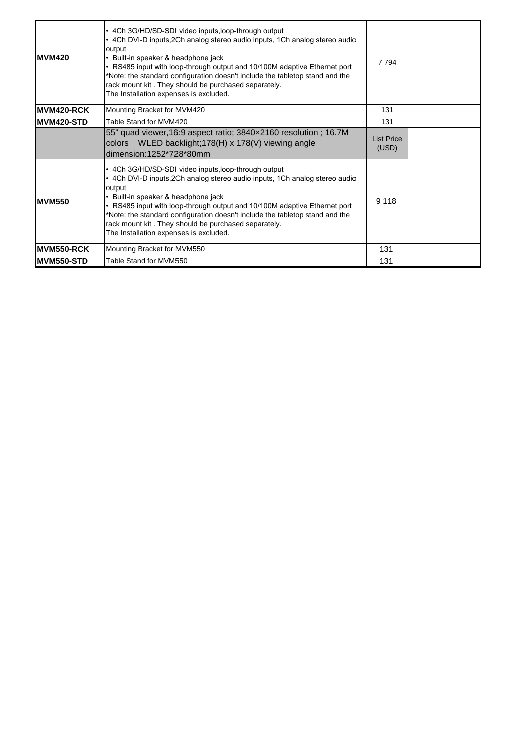| | | | |
|---|---|---|---|
| **MVM420** | • 4Ch 3G/HD/SD-SDI video inputs,loop-through output<br>• 4Ch DVI-D inputs,2Ch analog stereo audio inputs, 1Ch analog stereo audio output<br>• Built-in speaker & headphone jack<br>• RS485 input with loop-through output and 10/100M adaptive Ethernet port<br>*Note: the standard configuration doesn't include the tabletop stand and the rack mount kit . They should be purchased separately.<br>The Installation expenses is excluded. | 7 794 | |
| **MVM420-RCK** | Mounting Bracket for MVM420 | 131 | |
| **MVM420-STD** | Table Stand for MVM420 | 131 | |
| | 55" quad viewer,16:9 aspect ratio; 3840×2160 resolution ; 16.7M colors WLED backlight;178(H) x 178(V) viewing angle dimension:1252*728*80mm | List Price (USD) | |
| **MVM550** | • 4Ch 3G/HD/SD-SDI video inputs,loop-through output<br>• 4Ch DVI-D inputs,2Ch analog stereo audio inputs, 1Ch analog stereo audio output<br>• Built-in speaker & headphone jack<br>• RS485 input with loop-through output and 10/100M adaptive Ethernet port<br>*Note: the standard configuration doesn't include the tabletop stand and the rack mount kit . They should be purchased separately.<br>The Installation expenses is excluded. | 9 118 | |
| **MVM550-RCK** | Mounting Bracket for MVM550 | 131 | |
| **MVM550-STD** | Table Stand for MVM550 | 131 | |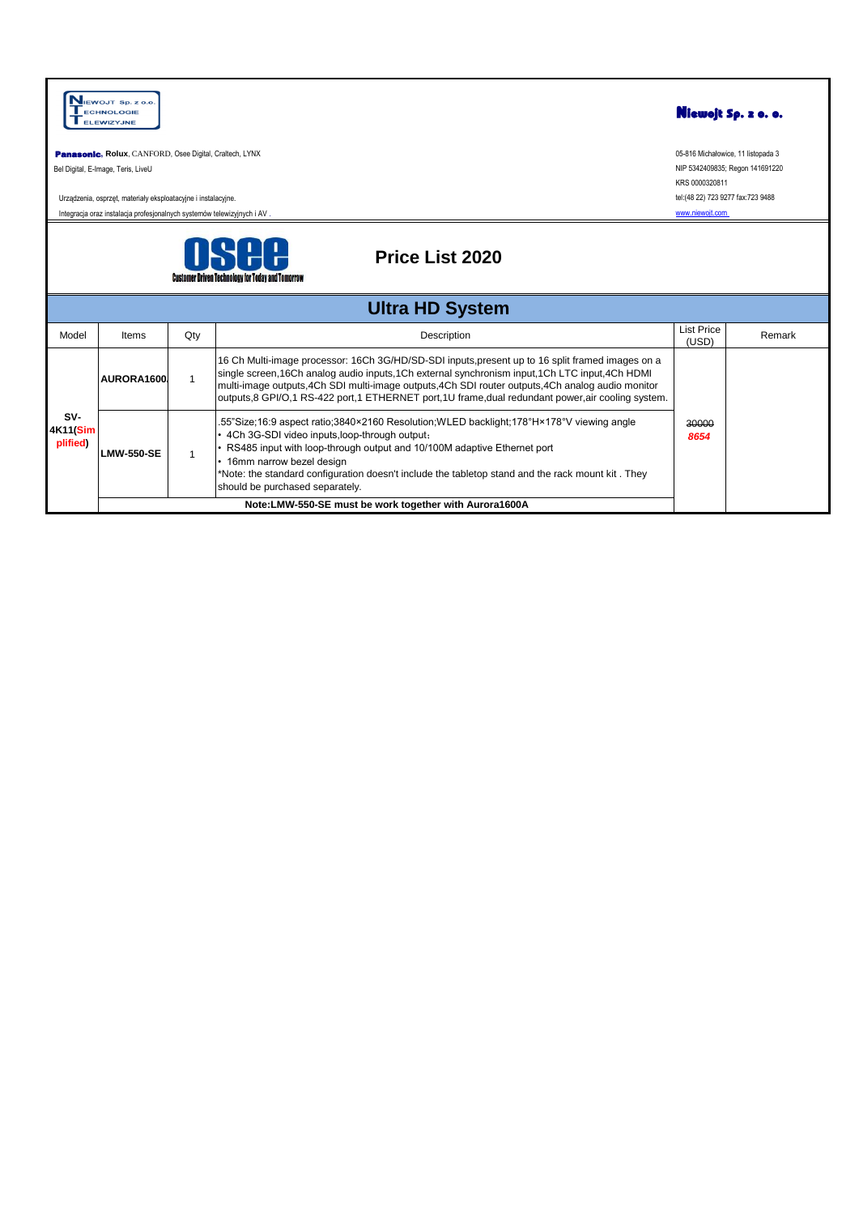NIEWOJT Sp. z o.o. TECHNOLOGIE TELEWIZYJNE

**Niewojt Sp. z o. o.**

**Panasonic**, **Rolux**, CANFORD, Osee Digital, Craltech, LYNX
Bel Digital, E-Image, Teris, LiveU

Urządzenia, osprzęt, materiały eksploatacyjne i instalacyjne.
Integracja oraz instalacja profesjonalnych systemów telewizyjnych i AV .

05-816 Michałowice, 11 listopada 3
NIP 5342409835; Regon 141691220
KRS 0000320811
tel:(48 22) 723 9277 fax:723 9488
www.niewojt.com

osee — Customer Driven Technology for Today and Tomorrow

# Price List 2020

## Ultra HD System

| Model | Items | Qty | Description | List Price (USD) | Remark |
|---|---|---|---|---|---|
| **SV-4K11(Simplified)** | **AURORA1600** | 1 | 16 Ch Multi-image processor: 16Ch 3G/HD/SD-SDI inputs,present up to 16 split framed images on a single screen,16Ch analog audio inputs,1Ch external synchronism input,1Ch LTC input,4Ch HDMI multi-image outputs,4Ch SDI multi-image outputs,4Ch SDI router outputs,4Ch analog audio monitor outputs,8 GPI/O,1 RS-422 port,1 ETHERNET port,1U frame,dual redundant power,air cooling system. | ~~30000~~ ***8654*** | |
| | **LMW-550-SE** | 1 | .55"Size;16:9 aspect ratio;3840×2160 Resolution;WLED backlight;178°H×178°V viewing angle<br>• 4Ch 3G-SDI video inputs,loop-through output;<br>• RS485 input with loop-through output and 10/100M adaptive Ethernet port<br>• 16mm narrow bezel design<br>*Note: the standard configuration doesn't include the tabletop stand and the rack mount kit . They should be purchased separately. | | |
| | **Note:LMW-550-SE must be work together with Aurora1600A** | | | | |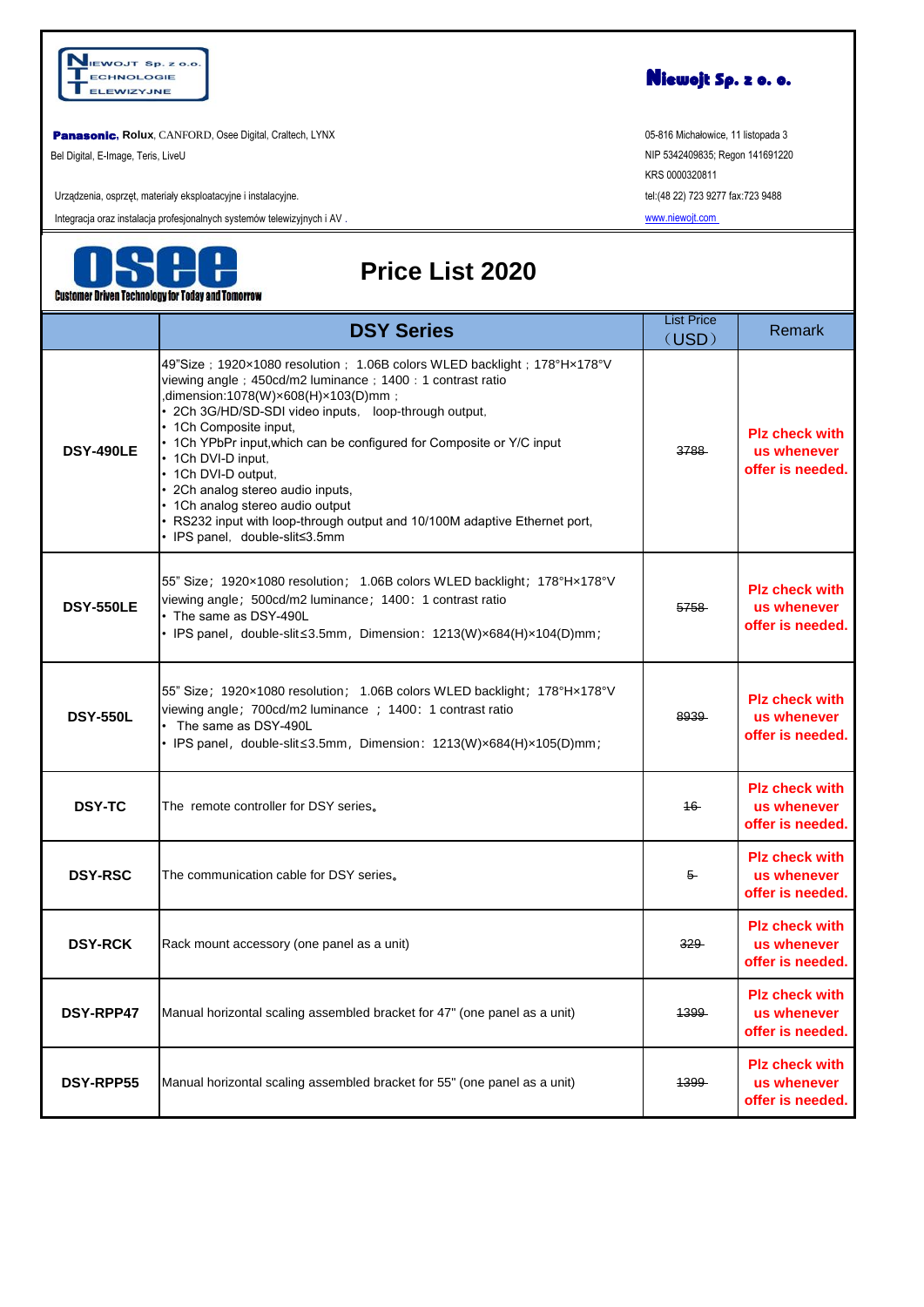**Panasonic**, **Rolux**, CANFORD, Osee Digital, Craltech, LYNX
Bel Digital, E-Image, Teris, LiveU

Urządzenia, osprzęt, materiały eksploatacyjne i instalacyjne.
Integracja oraz instalacja profesjonalnych systemów telewizyjnych i AV .

**Niewojt Sp. z o. o.**

05-816 Michałowice, 11 listopada 3
NIP 5342409835; Regon 141691220
KRS 0000320811
tel:(48 22) 723 9277 fax:723 9488
www.niewojt.com

osee
Customer Driven Technology for Today and Tomorrow

# Price List 2020

| | DSY Series | List Price (USD) | Remark |
|---|---|---|---|
| **DSY-490LE** | 49"Size；1920×1080 resolution；1.06B colors WLED backlight；178°H×178°V viewing angle；450cd/m2 luminance；1400：1 contrast ratio ,dimension:1078(W)×608(H)×103(D)mm；<br>• 2Ch 3G/HD/SD-SDI video inputs, loop-through output,<br>• 1Ch Composite input,<br>• 1Ch YPbPr input,which can be configured for Composite or Y/C input<br>• 1Ch DVI-D input,<br>• 1Ch DVI-D output,<br>• 2Ch analog stereo audio inputs,<br>• 1Ch analog stereo audio output<br>• RS232 input with loop-through output and 10/100M adaptive Ethernet port,<br>• IPS panel, double-slit≤3.5mm | ~~3788~~ | **Plz check with us whenever offer is needed.** |
| **DSY-550LE** | 55" Size; 1920×1080 resolution; 1.06B colors WLED backlight; 178°H×178°V viewing angle; 500cd/m2 luminance; 1400: 1 contrast ratio<br>• The same as DSY-490L<br>• IPS panel, double-slit≤3.5mm, Dimension: 1213(W)×684(H)×104(D)mm; | ~~5758~~ | **Plz check with us whenever offer is needed.** |
| **DSY-550L** | 55" Size; 1920×1080 resolution; 1.06B colors WLED backlight; 178°H×178°V viewing angle; 700cd/m2 luminance ; 1400: 1 contrast ratio<br>• The same as DSY-490L<br>• IPS panel, double-slit≤3.5mm, Dimension: 1213(W)×684(H)×105(D)mm; | ~~8939~~ | **Plz check with us whenever offer is needed.** |
| **DSY-TC** | The remote controller for DSY series。 | ~~16~~ | **Plz check with us whenever offer is needed.** |
| **DSY-RSC** | The communication cable for DSY series。 | ~~5~~ | **Plz check with us whenever offer is needed.** |
| **DSY-RCK** | Rack mount accessory (one panel as a unit) | ~~329~~ | **Plz check with us whenever offer is needed.** |
| **DSY-RPP47** | Manual horizontal scaling assembled bracket for 47" (one panel as a unit) | ~~1399~~ | **Plz check with us whenever offer is needed.** |
| **DSY-RPP55** | Manual horizontal scaling assembled bracket for 55" (one panel as a unit) | ~~1399~~ | **Plz check with us whenever offer is needed.** |